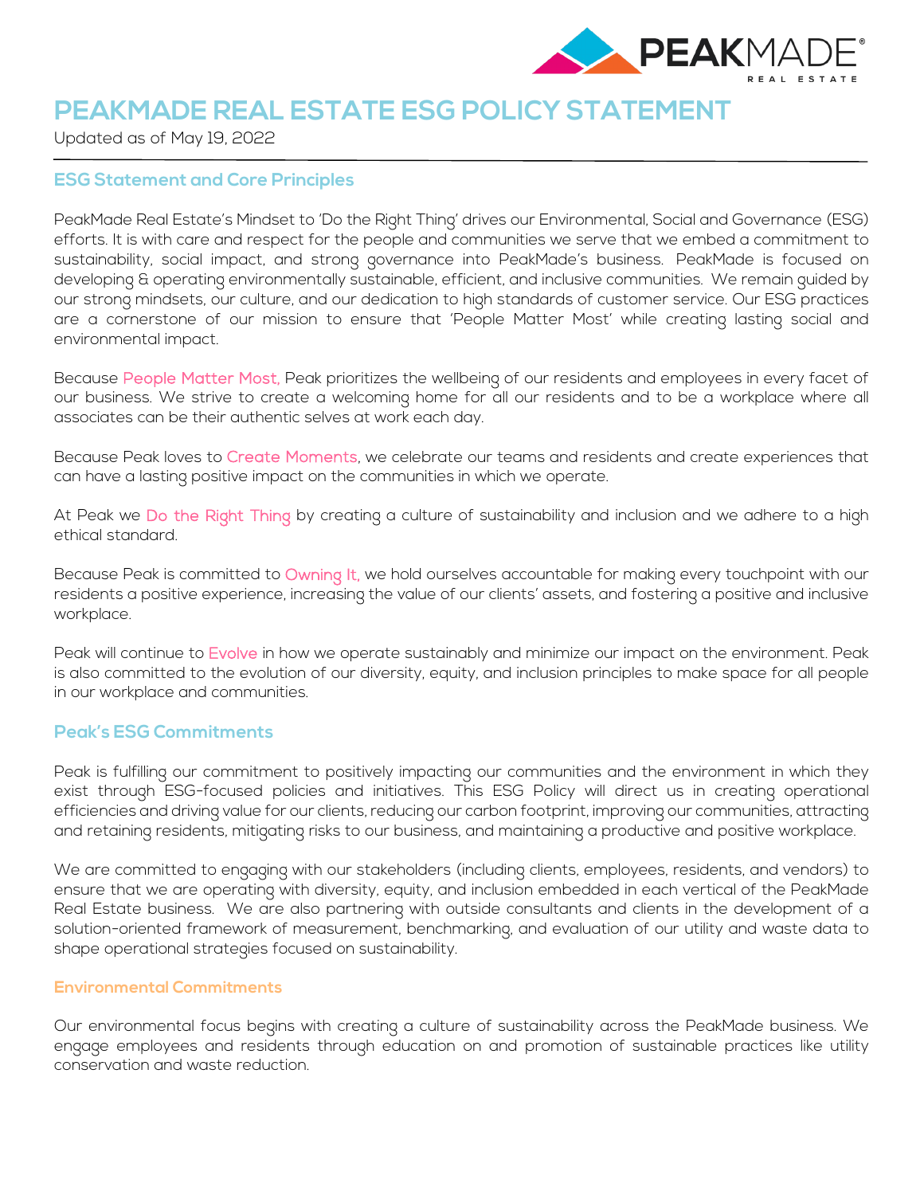# PEAKMADE REAL ESTATE ESG POLICY STATEMENT

Updated as of May 19, 2022

## ESG Statement and Core Principles

PeakMade Real Estate's Mindset to 'Do the Right Thing' drives our Environmental, Social and Governance (ESG) efforts. It is with care and respect for the people and communities we serve that we embed a commitment to sustainability, social impact, and strong governance into PeakMade's business. PeakMade is focused on developing & operating environmentally sustainable, efficient, and inclusive communities. We remain guided by our strong mindsets, our culture, and our dedication to high standards of customer service. Our ESG practices are a cornerstone of our mission to ensure that 'People Matter Most' while creating lasting social and environmental impact.

Because People Matter Most, Peak prioritizes the wellbeing of our residents and employees in every facet of our business. We strive to create a welcoming home for all our residents and to be a workplace where all associates can be their authentic selves at work each day.

Because Peak loves to Create Moments, we celebrate our teams and residents and create experiences that can have a lasting positive impact on the communities in which we operate.

At Peak we Do the Right Thing by creating a culture of sustainability and inclusion and we adhere to a high ethical standard.

Because Peak is committed to Owning It, we hold ourselves accountable for making every touchpoint with our residents a positive experience, increasing the value of our clients' assets, and fostering a positive and inclusive workplace.

Peak will continue to Evolve in how we operate sustainably and minimize our impact on the environment. Peak is also committed to the evolution of our diversity, equity, and inclusion principles to make space for all people in our workplace and communities.

## Peak's ESG Commitments

Peak is fulfilling our commitment to positively impacting our communities and the environment in which they exist through ESG-focused policies and initiatives. This ESG Policy will direct us in creating operational efficiencies and driving value for our clients, reducing our carbon footprint, improving our communities, attracting and retaining residents, mitigating risks to our business, and maintaining a productive and positive workplace.

We are committed to engaging with our stakeholders (including clients, employees, residents, and vendors) to ensure that we are operating with diversity, equity, and inclusion embedded in each vertical of the PeakMade Real Estate business. We are also partnering with outside consultants and clients in the development of a solution-oriented framework of measurement, benchmarking, and evaluation of our utility and waste data to shape operational strategies focused on sustainability.

### Environmental Commitments

Our environmental focus begins with creating a culture of sustainability across the PeakMade business. We engage employees and residents through education on and promotion of sustainable practices like utility conservation and waste reduction.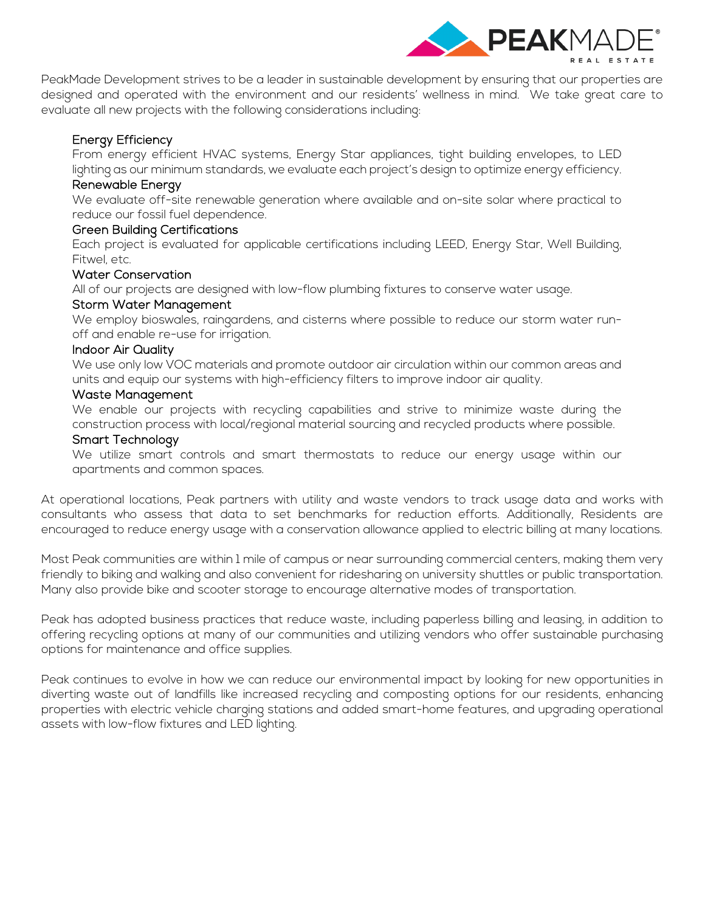PeakMade Development strives to be a leader in sustainable development by ensuring that our properties are designed and operated with the environment and our residents' wellness in mind. We take great care to evaluate all new projects with the following considerations including:

### Energy Efficiency

From energy efficient HVAC systems, Energy Star appliances, tight building envelopes, to LED lighting as our minimum standards, we evaluate each project's design to optimize energy efficiency.

### Renewable Energy

We evaluate off-site renewable generation where available and on-site solar where practical to reduce our fossil fuel dependence.

### Green Building Certifications

Each project is evaluated for applicable certifications including LEED, Energy Star, Well Building, Fitwel, etc.

### Water Conservation

All of our projects are designed with low-flow plumbing fixtures to conserve water usage.

### Storm Water Management

We employ bioswales, raingardens, and cisterns where possible to reduce our storm water run-off and enable re-use for irrigation.

### Indoor Air Quality

We use only low VOC materials and promote outdoor air circulation within our common areas and units and equip our systems with high-efficiency filters to improve indoor air quality.

### Waste Management

We enable our projects with recycling capabilities and strive to minimize waste during the construction process with local/regional material sourcing and recycled products where possible.

### Smart Technology

We utilize smart controls and smart thermostats to reduce our energy usage within our apartments and common spaces.

At operational locations, Peak partners with utility and waste vendors to track usage data and works with consultants who assess that data to set benchmarks for reduction efforts. Additionally, Residents are encouraged to reduce energy usage with a conservation allowance applied to electric billing at many locations.

Most Peak communities are within 1 mile of campus or near surrounding commercial centers, making them very friendly to biking and walking and also convenient for ridesharing on university shuttles or public transportation. Many also provide bike and scooter storage to encourage alternative modes of transportation.

Peak has adopted business practices that reduce waste, including paperless billing and leasing, in addition to offering recycling options at many of our communities and utilizing vendors who offer sustainable purchasing options for maintenance and office supplies.

Peak continues to evolve in how we can reduce our environmental impact by looking for new opportunities in diverting waste out of landfills like increased recycling and composting options for our residents, enhancing properties with electric vehicle charging stations and added smart-home features, and upgrading operational assets with low-flow fixtures and LED lighting.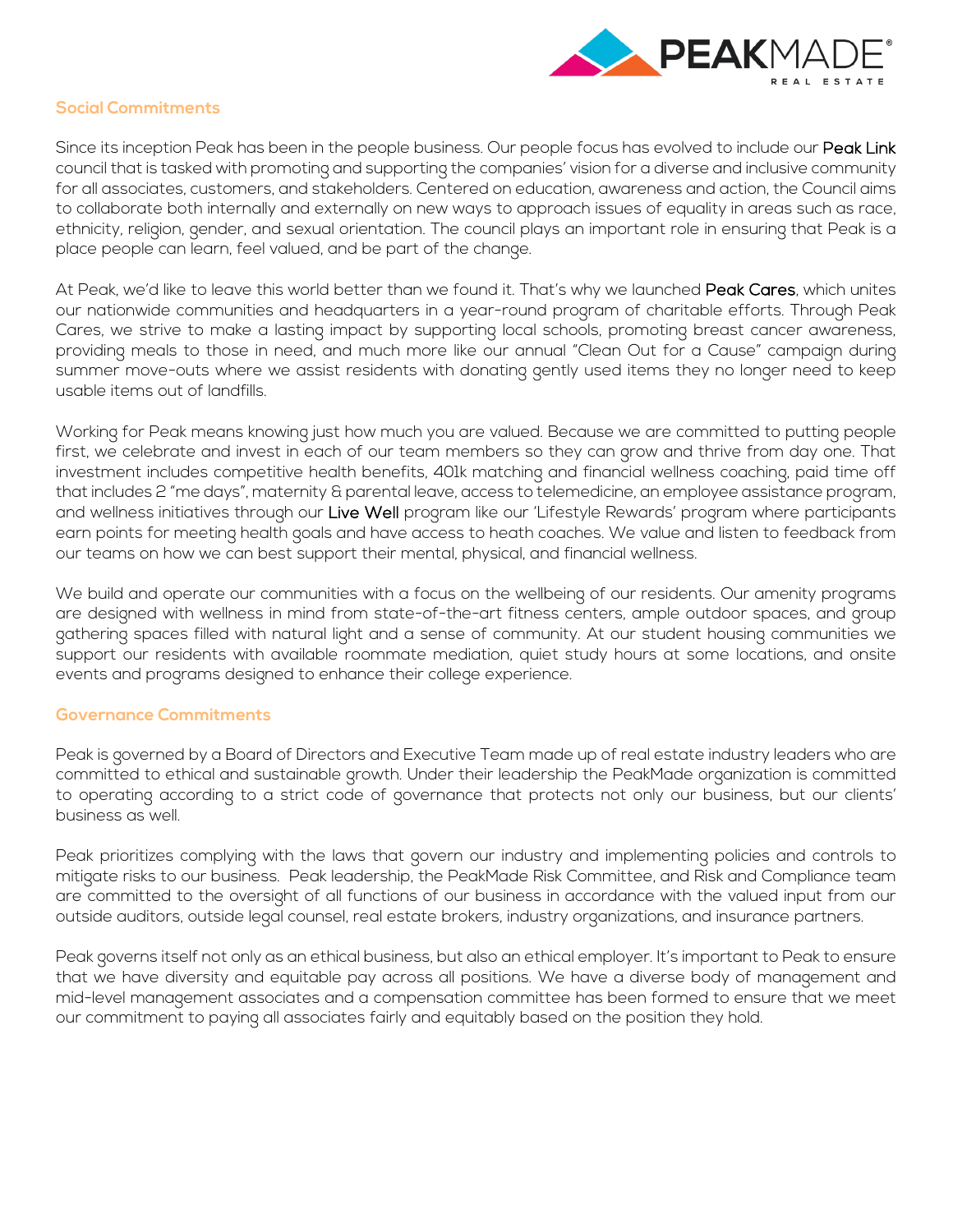## Social Commitments

Since its inception Peak has been in the people business. Our people focus has evolved to include our **Peak Link** council that is tasked with promoting and supporting the companies' vision for a diverse and inclusive community for all associates, customers, and stakeholders. Centered on education, awareness and action, the Council aims to collaborate both internally and externally on new ways to approach issues of equality in areas such as race, ethnicity, religion, gender, and sexual orientation. The council plays an important role in ensuring that Peak is a place people can learn, feel valued, and be part of the change.

At Peak, we'd like to leave this world better than we found it. That's why we launched **Peak Cares**, which unites our nationwide communities and headquarters in a year-round program of charitable efforts. Through Peak Cares, we strive to make a lasting impact by supporting local schools, promoting breast cancer awareness, providing meals to those in need, and much more like our annual "Clean Out for a Cause" campaign during summer move-outs where we assist residents with donating gently used items they no longer need to keep usable items out of landfills.

Working for Peak means knowing just how much you are valued. Because we are committed to putting people first, we celebrate and invest in each of our team members so they can grow and thrive from day one. That investment includes competitive health benefits, 401k matching and financial wellness coaching, paid time off that includes 2 "me days", maternity & parental leave, access to telemedicine, an employee assistance program, and wellness initiatives through our **Live Well** program like our 'Lifestyle Rewards' program where participants earn points for meeting health goals and have access to heath coaches. We value and listen to feedback from our teams on how we can best support their mental, physical, and financial wellness.

We build and operate our communities with a focus on the wellbeing of our residents. Our amenity programs are designed with wellness in mind from state-of-the-art fitness centers, ample outdoor spaces, and group gathering spaces filled with natural light and a sense of community. At our student housing communities we support our residents with available roommate mediation, quiet study hours at some locations, and onsite events and programs designed to enhance their college experience.

## Governance Commitments

Peak is governed by a Board of Directors and Executive Team made up of real estate industry leaders who are committed to ethical and sustainable growth. Under their leadership the PeakMade organization is committed to operating according to a strict code of governance that protects not only our business, but our clients' business as well.

Peak prioritizes complying with the laws that govern our industry and implementing policies and controls to mitigate risks to our business. Peak leadership, the PeakMade Risk Committee, and Risk and Compliance team are committed to the oversight of all functions of our business in accordance with the valued input from our outside auditors, outside legal counsel, real estate brokers, industry organizations, and insurance partners.

Peak governs itself not only as an ethical business, but also an ethical employer. It's important to Peak to ensure that we have diversity and equitable pay across all positions. We have a diverse body of management and mid-level management associates and a compensation committee has been formed to ensure that we meet our commitment to paying all associates fairly and equitably based on the position they hold.